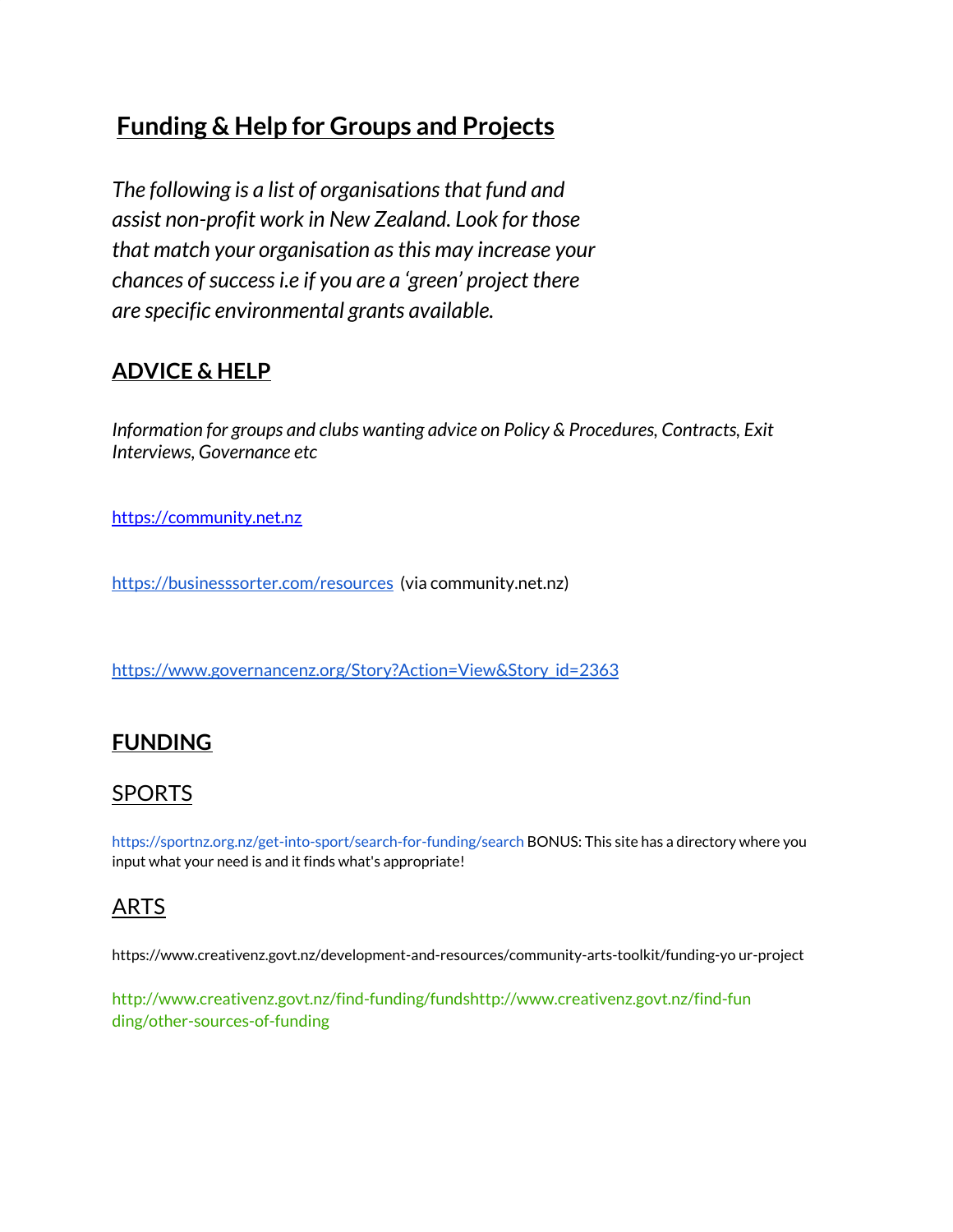# Funding & Help for Groups and Projects

*The following is a list of organisations that fund and assist non-profit work in New Zealand. Look for those that match your organisation as this may increase your chances of success i.e if you are a 'green' project there are specific environmental grants available.*

## ADVICE & HELP

*Information for groups and clubs wanting advice on Policy & Procedures, Contracts, Exit Interviews, Governance etc*

https://community.net.nz

https://businesssorter.com/resources (via community.net.nz)

https://www.governancenz.org/Story?Action=View&Story_id=2363

## FUNDING

### SPORTS

https://sportnz.org.nz/get-into-sport/search-for-funding/search BONUS: This site has a directory where you input what your need is and it finds what's appropriate!

### ARTS

https://www.creativenz.govt.nz/development-and-resources/community-arts-toolkit/funding-yo ur-project

http://www.creativenz.govt.nz/find-funding/fundshttp://www.creativenz.govt.nz/find-funding/other-sources-of-funding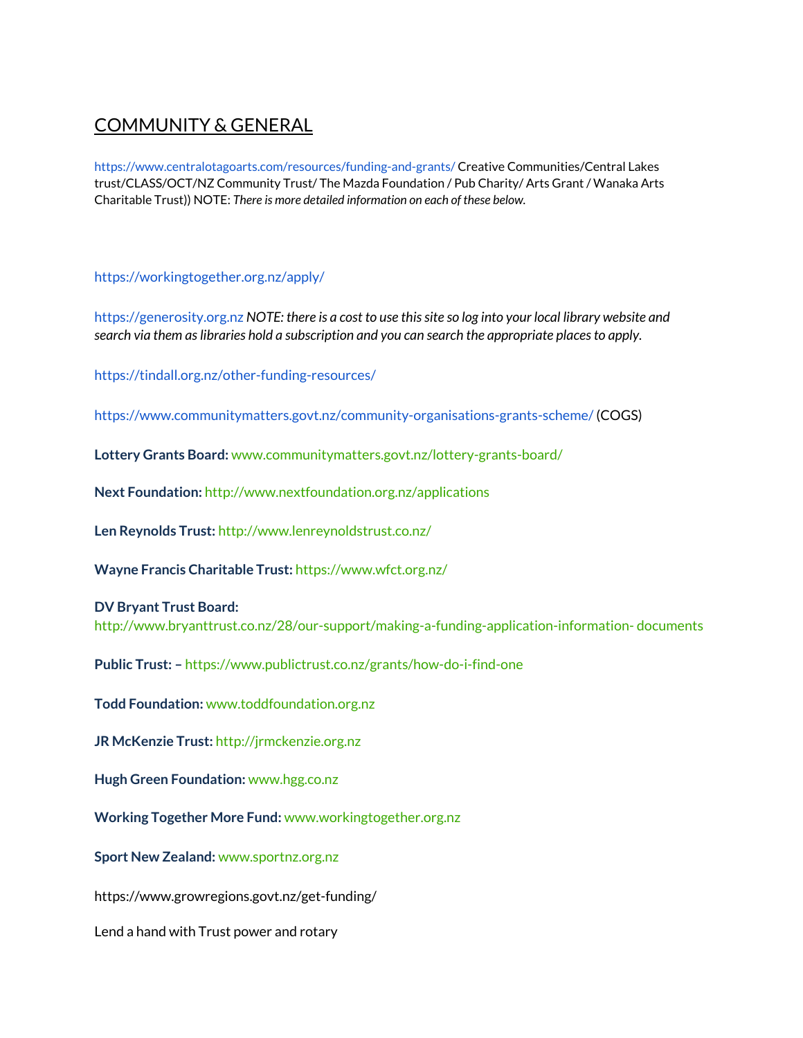## COMMUNITY & GENERAL

https://www.centralotagoarts.com/resources/funding-and-grants/ Creative Communities/Central Lakes trust/CLASS/OCT/NZ Community Trust/ The Mazda Foundation / Pub Charity/ Arts Grant / Wanaka Arts Charitable Trust)) NOTE: *There is more detailed information on each of these below.*

https://workingtogether.org.nz/apply/

https://generosity.org.nz *NOTE: there is a cost to use this site so log into your local library website and search via them as libraries hold a subscription and you can search the appropriate places to apply.*

https://tindall.org.nz/other-funding-resources/

https://www.communitymatters.govt.nz/community-organisations-grants-scheme/ (COGS)

**Lottery Grants Board:** www.communitymatters.govt.nz/lottery-grants-board/

**Next Foundation:** http://www.nextfoundation.org.nz/applications

**Len Reynolds Trust:** http://www.lenreynoldstrust.co.nz/

**Wayne Francis Charitable Trust:** https://www.wfct.org.nz/

**DV Bryant Trust Board:** http://www.bryanttrust.co.nz/28/our-support/making-a-funding-application-information- documents

**Public Trust: –** https://www.publictrust.co.nz/grants/how-do-i-find-one

**Todd Foundation:** www.toddfoundation.org.nz

**JR McKenzie Trust:** http://jrmckenzie.org.nz

**Hugh Green Foundation:** www.hgg.co.nz

**Working Together More Fund:** www.workingtogether.org.nz

**Sport New Zealand:** www.sportnz.org.nz

https://www.growregions.govt.nz/get-funding/

Lend a hand with Trust power and rotary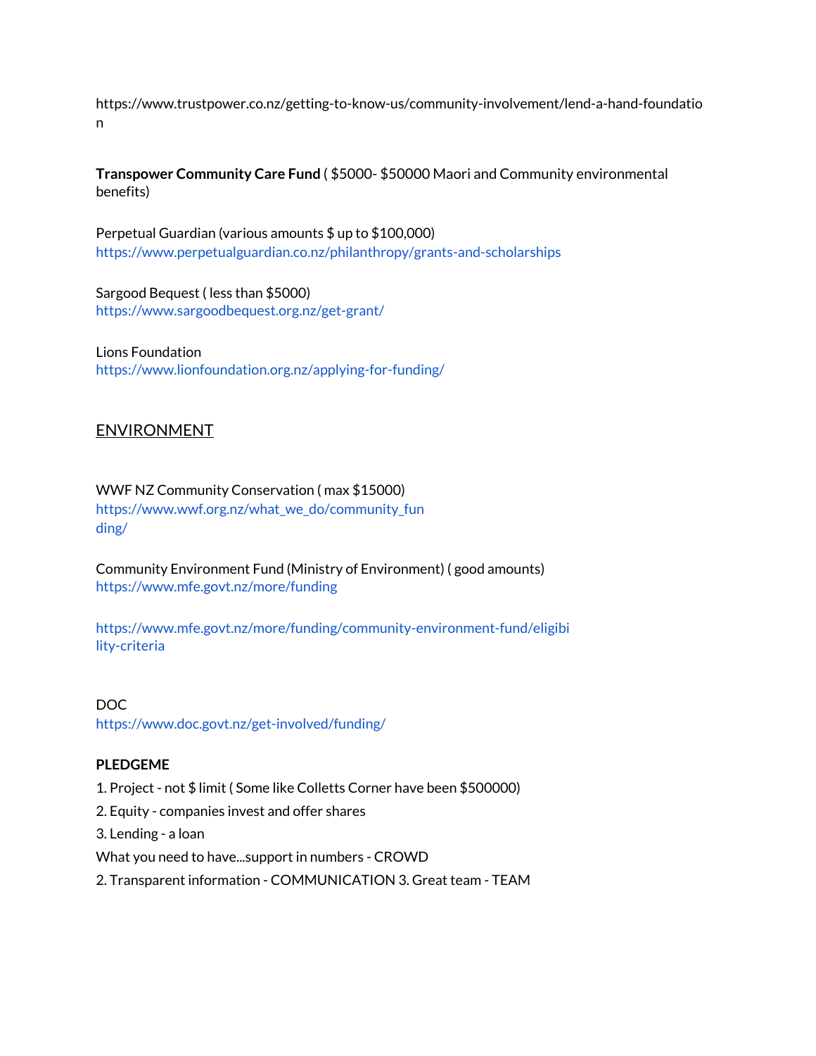https://www.trustpower.co.nz/getting-to-know-us/community-involvement/lend-a-hand-foundation

**Transpower Community Care Fund** ( $5000- $50000 Maori and Community environmental benefits)

Perpetual Guardian (various amounts $ up to $100,000)
https://www.perpetualguardian.co.nz/philanthropy/grants-and-scholarships

Sargood Bequest ( less than $5000)
https://www.sargoodbequest.org.nz/get-grant/

Lions Foundation
https://www.lionfoundation.org.nz/applying-for-funding/

## ENVIRONMENT

WWF NZ Community Conservation ( max $15000)
https://www.wwf.org.nz/what_we_do/community_funding/

Community Environment Fund (Ministry of Environment) ( good amounts)
https://www.mfe.govt.nz/more/funding

https://www.mfe.govt.nz/more/funding/community-environment-fund/eligibility-criteria

DOC
https://www.doc.govt.nz/get-involved/funding/

**PLEDGEME**

1. Project - not $ limit ( Some like Colletts Corner have been $500000)
2. Equity - companies invest and offer shares
3. Lending - a loan

What you need to have...support in numbers - CROWD

2. Transparent information - COMMUNICATION 3. Great team - TEAM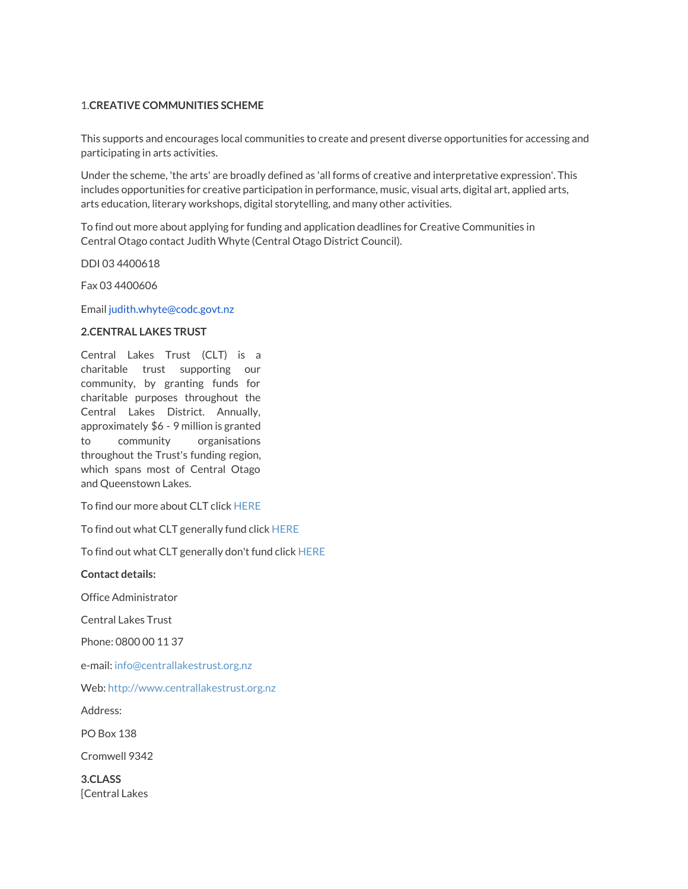1.**CREATIVE COMMUNITIES SCHEME**

This supports and encourages local communities to create and present diverse opportunities for accessing and participating in arts activities.

Under the scheme, 'the arts' are broadly defined as 'all forms of creative and interpretative expression'. This includes opportunities for creative participation in performance, music, visual arts, digital art, applied arts, arts education, literary workshops, digital storytelling, and many other activities.

To find out more about applying for funding and application deadlines for Creative Communities in Central Otago contact Judith Whyte (Central Otago District Council).

DDI 03 4400618

Fax 03 4400606

Email judith.whyte@codc.govt.nz

**2.CENTRAL LAKES TRUST**

Central Lakes Trust (CLT) is a charitable trust supporting our community, by granting funds for charitable purposes throughout the Central Lakes District. Annually, approximately $6 - 9 million is granted to community organisations throughout the Trust's funding region, which spans most of Central Otago and Queenstown Lakes.

To find our more about CLT click HERE

To find out what CLT generally fund click HERE

To find out what CLT generally don't fund click HERE

**Contact details:**

Office Administrator

Central Lakes Trust

Phone: 0800 00 11 37

e-mail: info@centrallakestrust.org.nz

Web: http://www.centrallakestrust.org.nz

Address:

PO Box 138

Cromwell 9342

**3.CLASS**
[Central Lakes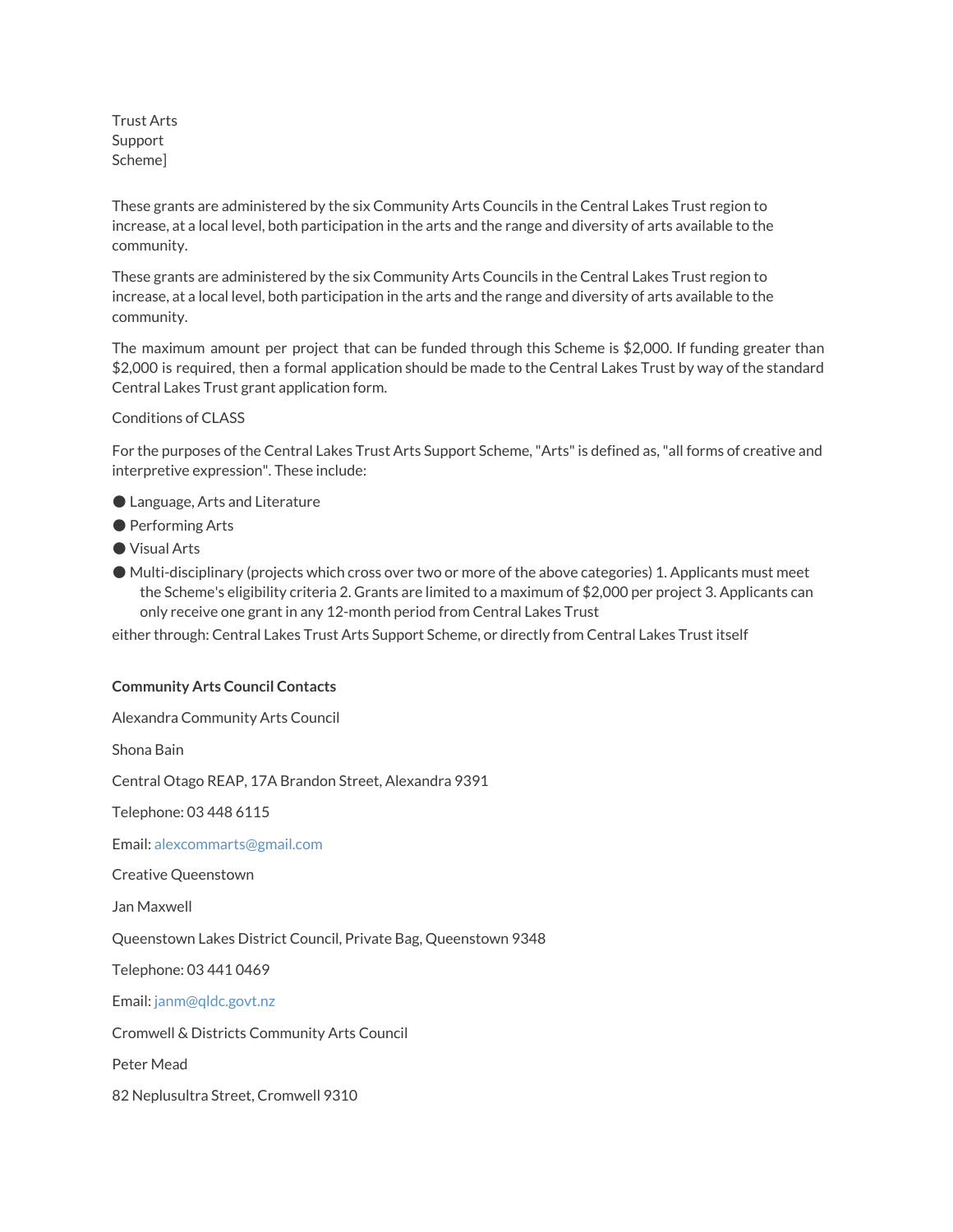Trust Arts
Support
Scheme]

These grants are administered by the six Community Arts Councils in the Central Lakes Trust region to increase, at a local level, both participation in the arts and the range and diversity of arts available to the community.

These grants are administered by the six Community Arts Councils in the Central Lakes Trust region to increase, at a local level, both participation in the arts and the range and diversity of arts available to the community.

The maximum amount per project that can be funded through this Scheme is $2,000. If funding greater than $2,000 is required, then a formal application should be made to the Central Lakes Trust by way of the standard Central Lakes Trust grant application form.

Conditions of CLASS

For the purposes of the Central Lakes Trust Arts Support Scheme, "Arts" is defined as, "all forms of creative and interpretive expression". These include:

- Language, Arts and Literature
- Performing Arts
- Visual Arts
- Multi-disciplinary (projects which cross over two or more of the above categories) 1. Applicants must meet the Scheme's eligibility criteria 2. Grants are limited to a maximum of $2,000 per project 3. Applicants can only receive one grant in any 12-month period from Central Lakes Trust

either through: Central Lakes Trust Arts Support Scheme, or directly from Central Lakes Trust itself

**Community Arts Council Contacts**

Alexandra Community Arts Council

Shona Bain

Central Otago REAP, 17A Brandon Street, Alexandra 9391

Telephone: 03 448 6115

Email: alexcommarts@gmail.com

Creative Queenstown

Jan Maxwell

Queenstown Lakes District Council, Private Bag, Queenstown 9348

Telephone: 03 441 0469

Email: janm@qldc.govt.nz

Cromwell & Districts Community Arts Council

Peter Mead

82 Neplusultra Street, Cromwell 9310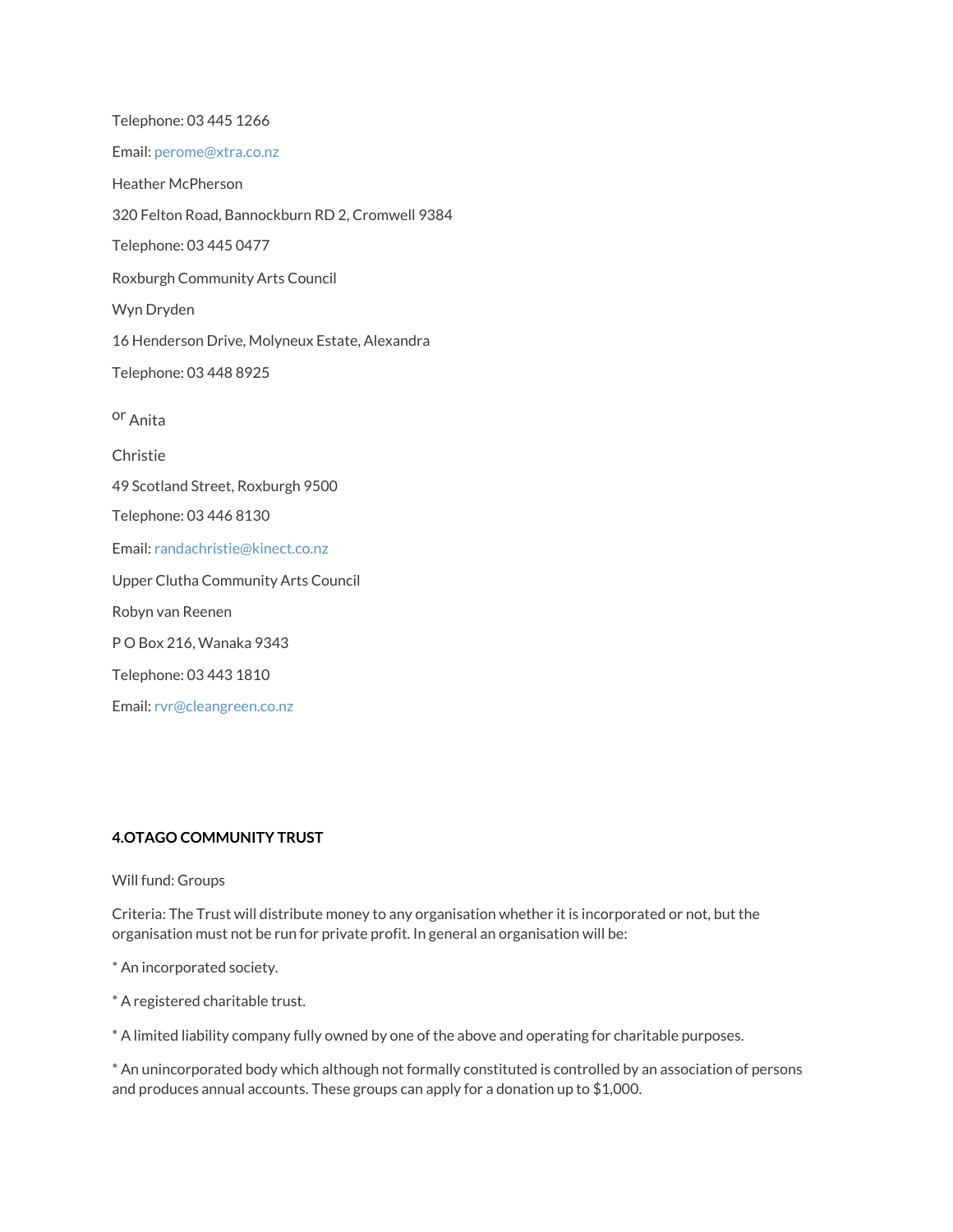Telephone: 03 445 1266

Email: perome@xtra.co.nz

Heather McPherson

320 Felton Road, Bannockburn RD 2, Cromwell 9384

Telephone: 03 445 0477

Roxburgh Community Arts Council

Wyn Dryden

16 Henderson Drive, Molyneux Estate, Alexandra

Telephone: 03 448 8925

or Anita

Christie

49 Scotland Street, Roxburgh 9500

Telephone: 03 446 8130

Email: randachristie@kinect.co.nz

Upper Clutha Community Arts Council

Robyn van Reenen

P O Box 216, Wanaka 9343

Telephone: 03 443 1810

Email: rvr@cleangreen.co.nz

**4.OTAGO COMMUNITY TRUST**

Will fund: Groups

Criteria: The Trust will distribute money to any organisation whether it is incorporated or not, but the organisation must not be run for private profit. In general an organisation will be:

* An incorporated society.

* A registered charitable trust.

* A limited liability company fully owned by one of the above and operating for charitable purposes.

* An unincorporated body which although not formally constituted is controlled by an association of persons and produces annual accounts. These groups can apply for a donation up to $1,000.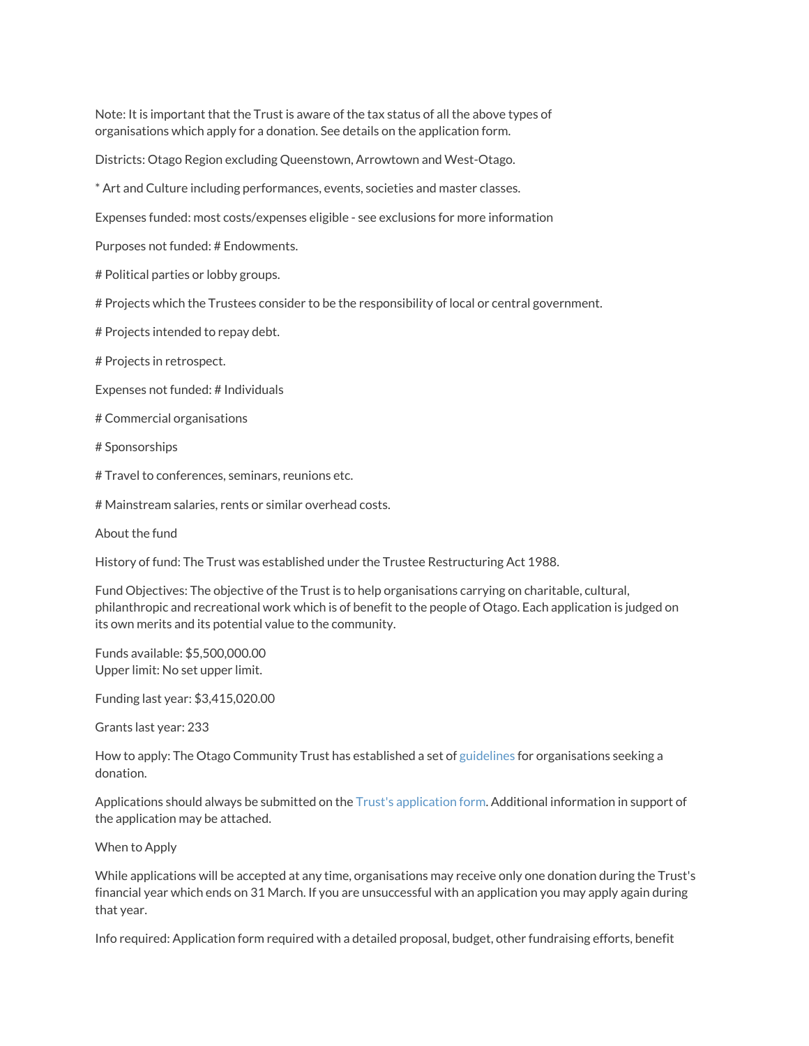Note: It is important that the Trust is aware of the tax status of all the above types of organisations which apply for a donation. See details on the application form.

Districts: Otago Region excluding Queenstown, Arrowtown and West-Otago.

* Art and Culture including performances, events, societies and master classes.

Expenses funded: most costs/expenses eligible - see exclusions for more information

Purposes not funded: # Endowments.

# Political parties or lobby groups.

# Projects which the Trustees consider to be the responsibility of local or central government.

# Projects intended to repay debt.

# Projects in retrospect.

Expenses not funded: # Individuals

# Commercial organisations

# Sponsorships

# Travel to conferences, seminars, reunions etc.

# Mainstream salaries, rents or similar overhead costs.

About the fund

History of fund: The Trust was established under the Trustee Restructuring Act 1988.

Fund Objectives: The objective of the Trust is to help organisations carrying on charitable, cultural, philanthropic and recreational work which is of benefit to the people of Otago. Each application is judged on its own merits and its potential value to the community.

Funds available: $5,500,000.00
Upper limit: No set upper limit.

Funding last year: $3,415,020.00

Grants last year: 233

How to apply: The Otago Community Trust has established a set of guidelines for organisations seeking a donation.

Applications should always be submitted on the Trust's application form. Additional information in support of the application may be attached.

When to Apply

While applications will be accepted at any time, organisations may receive only one donation during the Trust's financial year which ends on 31 March. If you are unsuccessful with an application you may apply again during that year.

Info required: Application form required with a detailed proposal, budget, other fundraising efforts, benefit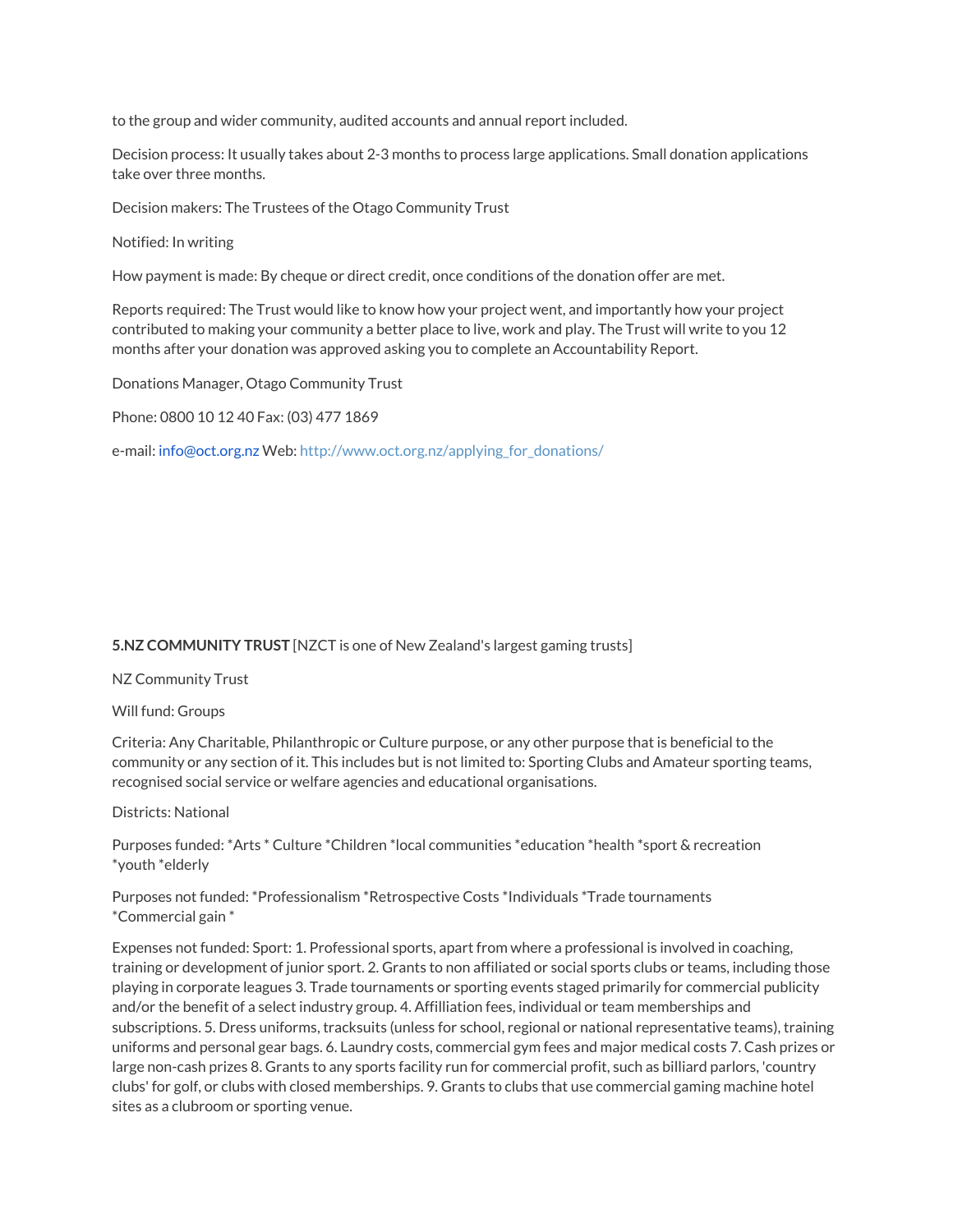to the group and wider community, audited accounts and annual report included.

Decision process: It usually takes about 2-3 months to process large applications. Small donation applications take over three months.

Decision makers: The Trustees of the Otago Community Trust

Notified: In writing

How payment is made: By cheque or direct credit, once conditions of the donation offer are met.

Reports required: The Trust would like to know how your project went, and importantly how your project contributed to making your community a better place to live, work and play. The Trust will write to you 12 months after your donation was approved asking you to complete an Accountability Report.

Donations Manager, Otago Community Trust

Phone: 0800 10 12 40 Fax: (03) 477 1869

e-mail: info@oct.org.nz Web: http://www.oct.org.nz/applying_for_donations/

**5.NZ COMMUNITY TRUST** [NZCT is one of New Zealand's largest gaming trusts]

NZ Community Trust

Will fund: Groups

Criteria: Any Charitable, Philanthropic or Culture purpose, or any other purpose that is beneficial to the community or any section of it. This includes but is not limited to: Sporting Clubs and Amateur sporting teams, recognised social service or welfare agencies and educational organisations.

Districts: National

Purposes funded: *Arts * Culture *Children *local communities *education *health *sport & recreation *youth *elderly

Purposes not funded: *Professionalism *Retrospective Costs *Individuals *Trade tournaments *Commercial gain *

Expenses not funded: Sport: 1. Professional sports, apart from where a professional is involved in coaching, training or development of junior sport. 2. Grants to non affiliated or social sports clubs or teams, including those playing in corporate leagues 3. Trade tournaments or sporting events staged primarily for commercial publicity and/or the benefit of a select industry group. 4. Affilliation fees, individual or team memberships and subscriptions. 5. Dress uniforms, tracksuits (unless for school, regional or national representative teams), training uniforms and personal gear bags. 6. Laundry costs, commercial gym fees and major medical costs 7. Cash prizes or large non-cash prizes 8. Grants to any sports facility run for commercial profit, such as billiard parlors, 'country clubs' for golf, or clubs with closed memberships. 9. Grants to clubs that use commercial gaming machine hotel sites as a clubroom or sporting venue.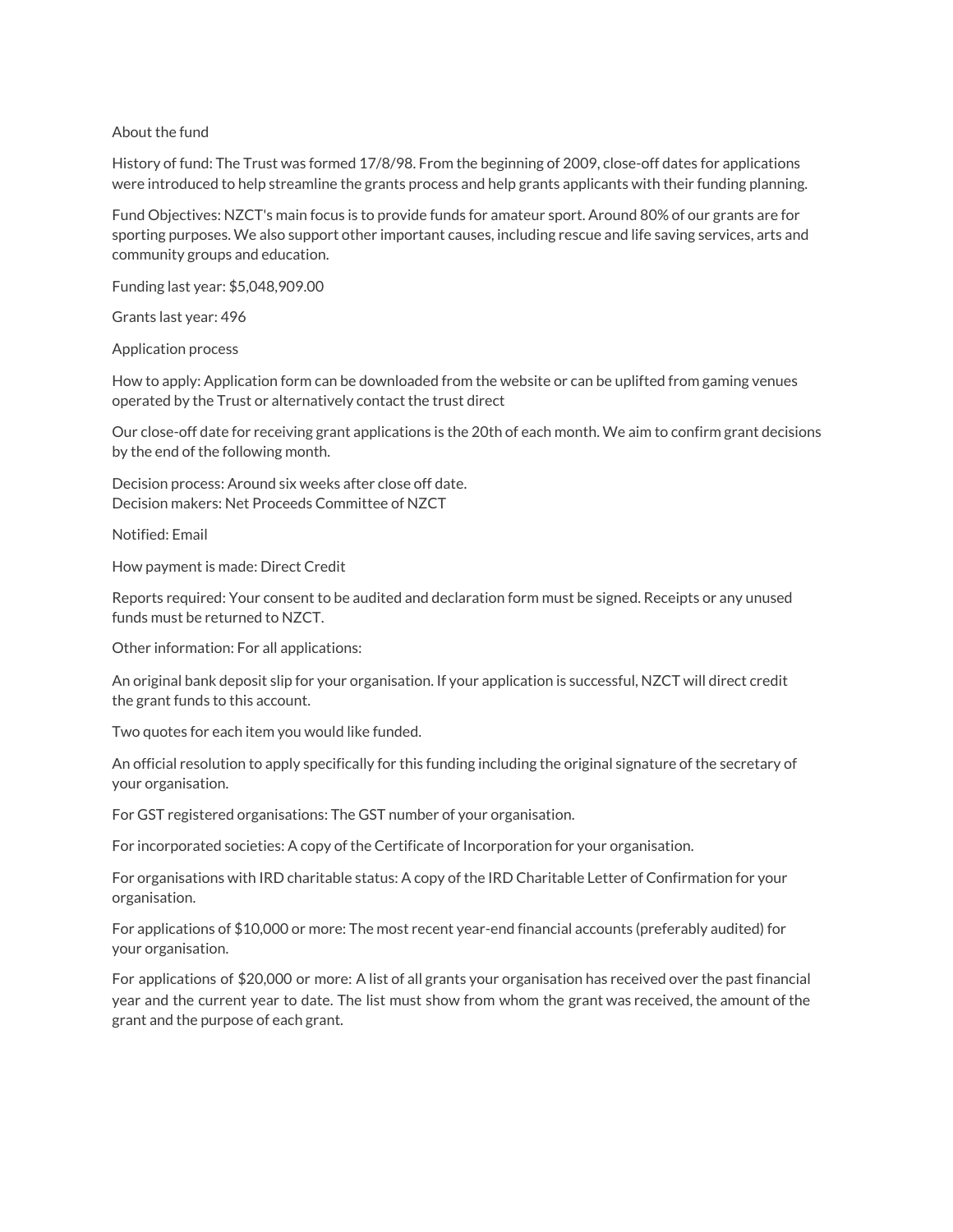About the fund

History of fund: The Trust was formed 17/8/98. From the beginning of 2009, close-off dates for applications were introduced to help streamline the grants process and help grants applicants with their funding planning.

Fund Objectives: NZCT's main focus is to provide funds for amateur sport. Around 80% of our grants are for sporting purposes. We also support other important causes, including rescue and life saving services, arts and community groups and education.

Funding last year: $5,048,909.00

Grants last year: 496

Application process

How to apply: Application form can be downloaded from the website or can be uplifted from gaming venues operated by the Trust or alternatively contact the trust direct

Our close-off date for receiving grant applications is the 20th of each month. We aim to confirm grant decisions by the end of the following month.

Decision process: Around six weeks after close off date.
Decision makers: Net Proceeds Committee of NZCT

Notified: Email

How payment is made: Direct Credit

Reports required: Your consent to be audited and declaration form must be signed. Receipts or any unused funds must be returned to NZCT.

Other information: For all applications:

An original bank deposit slip for your organisation. If your application is successful, NZCT will direct credit the grant funds to this account.

Two quotes for each item you would like funded.

An official resolution to apply specifically for this funding including the original signature of the secretary of your organisation.

For GST registered organisations: The GST number of your organisation.

For incorporated societies: A copy of the Certificate of Incorporation for your organisation.

For organisations with IRD charitable status: A copy of the IRD Charitable Letter of Confirmation for your organisation.

For applications of $10,000 or more: The most recent year-end financial accounts (preferably audited) for your organisation.

For applications of $20,000 or more: A list of all grants your organisation has received over the past financial year and the current year to date. The list must show from whom the grant was received, the amount of the grant and the purpose of each grant.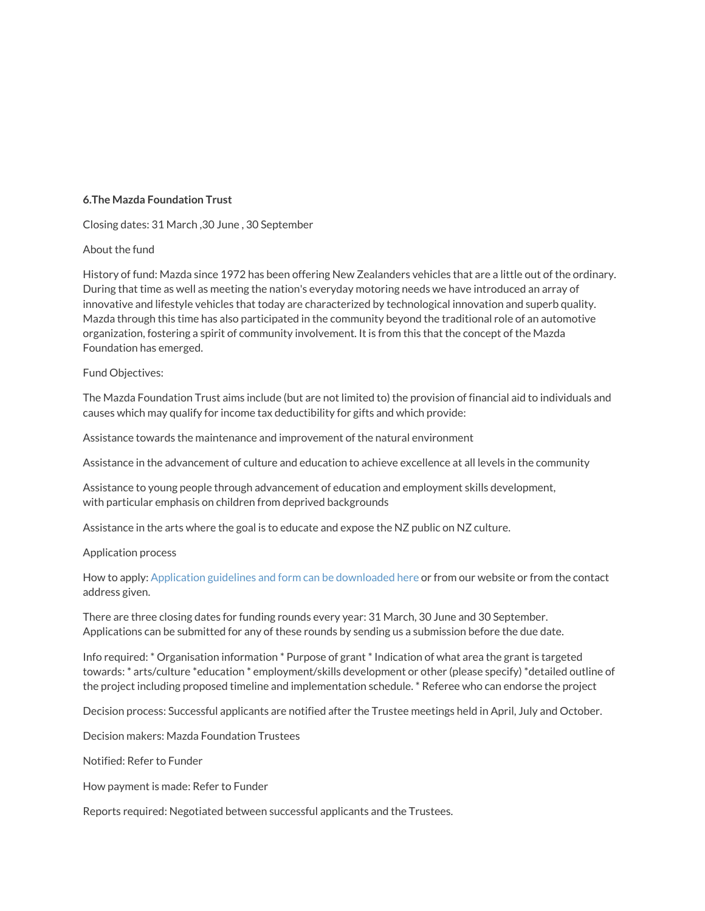**6.The Mazda Foundation Trust**

Closing dates: 31 March ,30 June , 30 September

About the fund

History of fund: Mazda since 1972 has been offering New Zealanders vehicles that are a little out of the ordinary. During that time as well as meeting the nation's everyday motoring needs we have introduced an array of innovative and lifestyle vehicles that today are characterized by technological innovation and superb quality. Mazda through this time has also participated in the community beyond the traditional role of an automotive organization, fostering a spirit of community involvement. It is from this that the concept of the Mazda Foundation has emerged.

Fund Objectives:

The Mazda Foundation Trust aims include (but are not limited to) the provision of financial aid to individuals and causes which may qualify for income tax deductibility for gifts and which provide:

Assistance towards the maintenance and improvement of the natural environment

Assistance in the advancement of culture and education to achieve excellence at all levels in the community

Assistance to young people through advancement of education and employment skills development, with particular emphasis on children from deprived backgrounds

Assistance in the arts where the goal is to educate and expose the NZ public on NZ culture.

Application process

How to apply: Application guidelines and form can be downloaded here or from our website or from the contact address given.

There are three closing dates for funding rounds every year: 31 March, 30 June and 30 September. Applications can be submitted for any of these rounds by sending us a submission before the due date.

Info required: * Organisation information * Purpose of grant * Indication of what area the grant is targeted towards: * arts/culture *education * employment/skills development or other (please specify) *detailed outline of the project including proposed timeline and implementation schedule. * Referee who can endorse the project

Decision process: Successful applicants are notified after the Trustee meetings held in April, July and October.

Decision makers: Mazda Foundation Trustees

Notified: Refer to Funder

How payment is made: Refer to Funder

Reports required: Negotiated between successful applicants and the Trustees.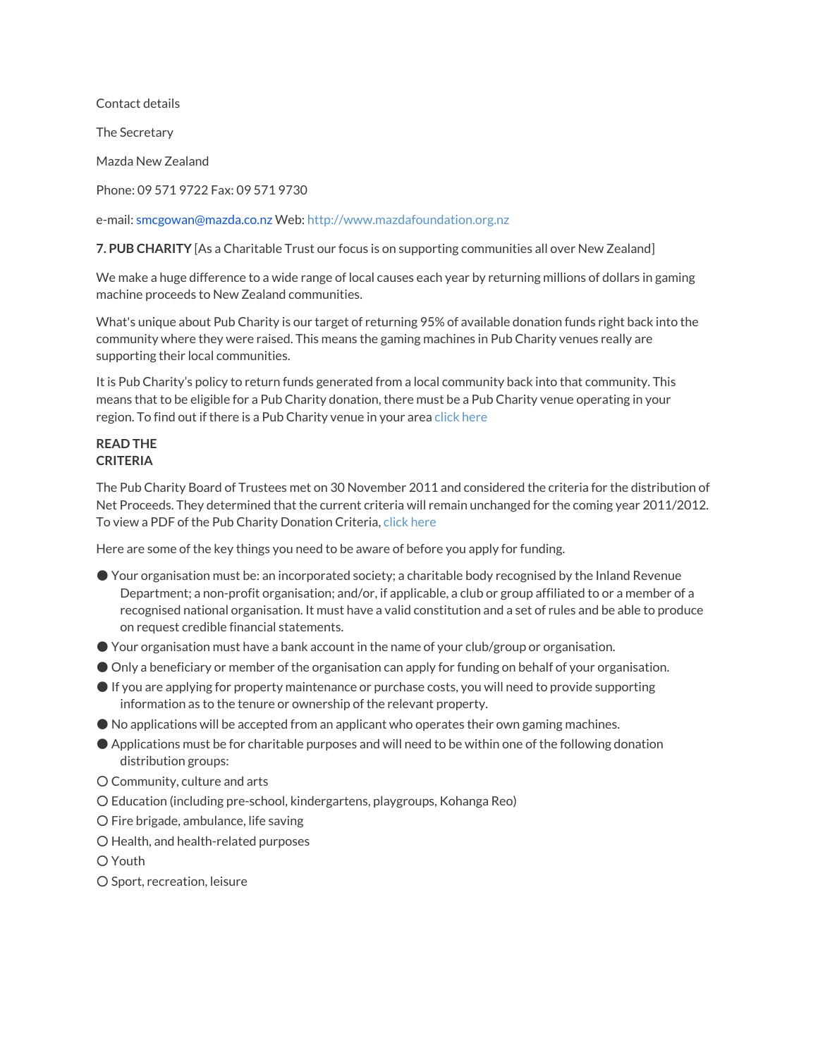Contact details

The Secretary

Mazda New Zealand

Phone: 09 571 9722 Fax: 09 571 9730

e-mail: smcgowan@mazda.co.nz Web: http://www.mazdafoundation.org.nz

**7. PUB CHARITY** [As a Charitable Trust our focus is on supporting communities all over New Zealand]

We make a huge difference to a wide range of local causes each year by returning millions of dollars in gaming machine proceeds to New Zealand communities.

What's unique about Pub Charity is our target of returning 95% of available donation funds right back into the community where they were raised. This means the gaming machines in Pub Charity venues really are supporting their local communities.

It is Pub Charity's policy to return funds generated from a local community back into that community. This means that to be eligible for a Pub Charity donation, there must be a Pub Charity venue operating in your region. To find out if there is a Pub Charity venue in your area click here

**READ THE CRITERIA**

The Pub Charity Board of Trustees met on 30 November 2011 and considered the criteria for the distribution of Net Proceeds. They determined that the current criteria will remain unchanged for the coming year 2011/2012. To view a PDF of the Pub Charity Donation Criteria, click here

Here are some of the key things you need to be aware of before you apply for funding.

- Your organisation must be: an incorporated society; a charitable body recognised by the Inland Revenue Department; a non-profit organisation; and/or, if applicable, a club or group affiliated to or a member of a recognised national organisation. It must have a valid constitution and a set of rules and be able to produce on request credible financial statements.
- Your organisation must have a bank account in the name of your club/group or organisation.
- Only a beneficiary or member of the organisation can apply for funding on behalf of your organisation.
- If you are applying for property maintenance or purchase costs, you will need to provide supporting information as to the tenure or ownership of the relevant property.
- No applications will be accepted from an applicant who operates their own gaming machines.
- Applications must be for charitable purposes and will need to be within one of the following donation distribution groups:
  - Community, culture and arts
  - Education (including pre-school, kindergartens, playgroups, Kohanga Reo)
  - Fire brigade, ambulance, life saving
  - Health, and health-related purposes
  - Youth
  - Sport, recreation, leisure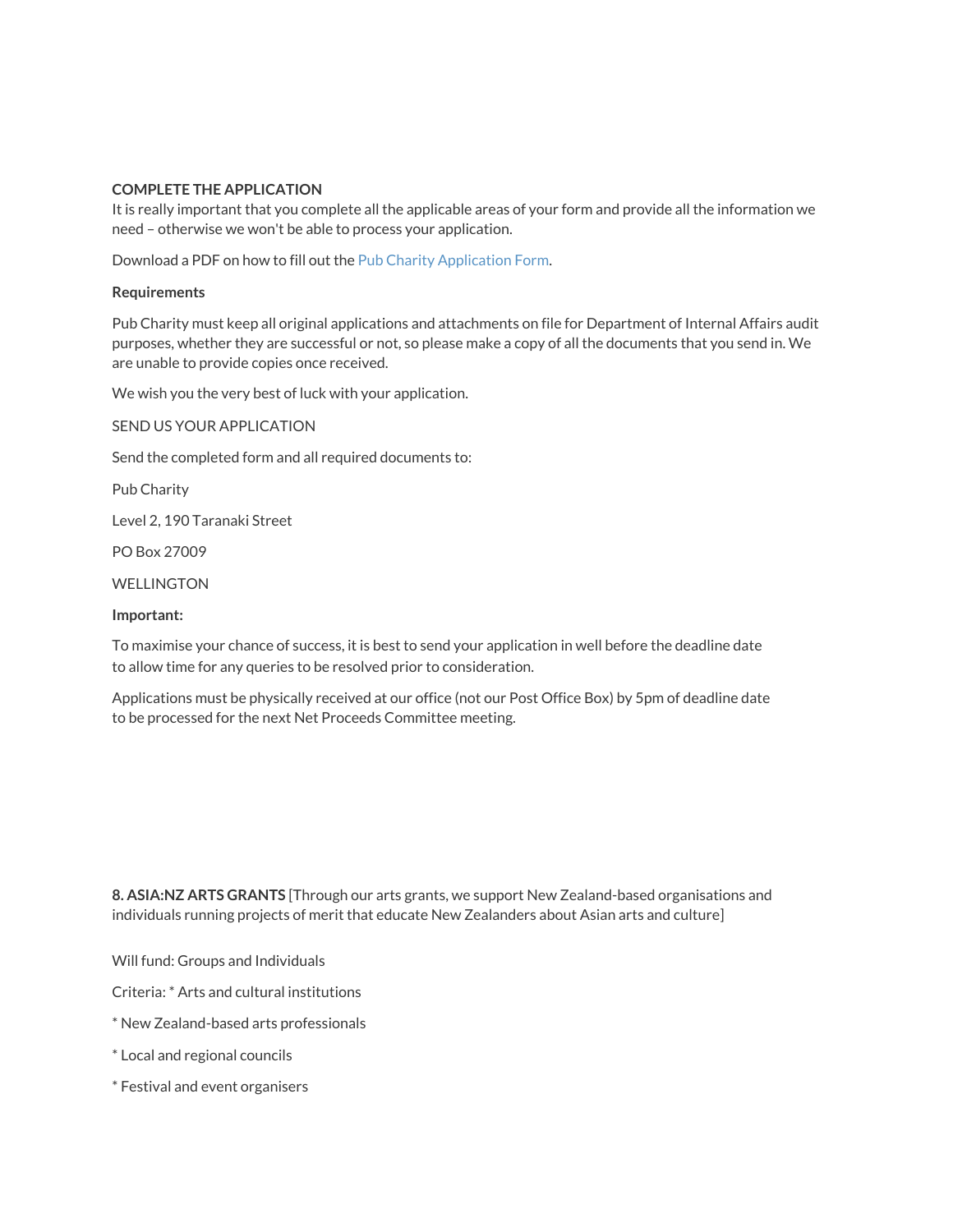**COMPLETE THE APPLICATION**
It is really important that you complete all the applicable areas of your form and provide all the information we need – otherwise we won't be able to process your application.

Download a PDF on how to fill out the Pub Charity Application Form.

**Requirements**

Pub Charity must keep all original applications and attachments on file for Department of Internal Affairs audit purposes, whether they are successful or not, so please make a copy of all the documents that you send in. We are unable to provide copies once received.

We wish you the very best of luck with your application.

SEND US YOUR APPLICATION

Send the completed form and all required documents to:

Pub Charity

Level 2, 190 Taranaki Street

PO Box 27009

WELLINGTON

**Important:**

To maximise your chance of success, it is best to send your application in well before the deadline date to allow time for any queries to be resolved prior to consideration.

Applications must be physically received at our office (not our Post Office Box) by 5pm of deadline date to be processed for the next Net Proceeds Committee meeting.

**8. ASIA:NZ ARTS GRANTS** [Through our arts grants, we support New Zealand-based organisations and individuals running projects of merit that educate New Zealanders about Asian arts and culture]

Will fund: Groups and Individuals

Criteria: * Arts and cultural institutions

* New Zealand-based arts professionals

* Local and regional councils

* Festival and event organisers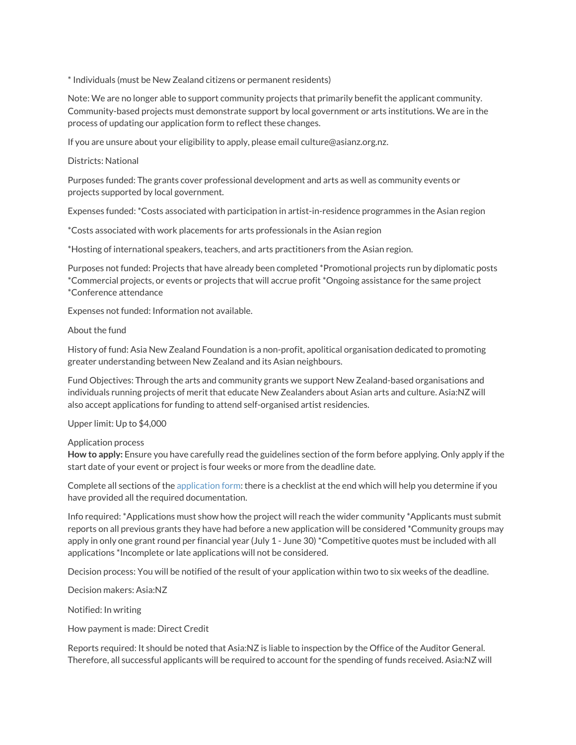* Individuals (must be New Zealand citizens or permanent residents)

Note: We are no longer able to support community projects that primarily benefit the applicant community. Community-based projects must demonstrate support by local government or arts institutions. We are in the process of updating our application form to reflect these changes.

If you are unsure about your eligibility to apply, please email culture@asianz.org.nz.

Districts: National

Purposes funded: The grants cover professional development and arts as well as community events or projects supported by local government.

Expenses funded: *Costs associated with participation in artist-in-residence programmes in the Asian region

*Costs associated with work placements for arts professionals in the Asian region

*Hosting of international speakers, teachers, and arts practitioners from the Asian region.

Purposes not funded: Projects that have already been completed *Promotional projects run by diplomatic posts *Commercial projects, or events or projects that will accrue profit *Ongoing assistance for the same project *Conference attendance

Expenses not funded: Information not available.

About the fund

History of fund: Asia New Zealand Foundation is a non-profit, apolitical organisation dedicated to promoting greater understanding between New Zealand and its Asian neighbours.

Fund Objectives: Through the arts and community grants we support New Zealand-based organisations and individuals running projects of merit that educate New Zealanders about Asian arts and culture. Asia:NZ will also accept applications for funding to attend self-organised artist residencies.

Upper limit: Up to $4,000

Application process

**How to apply:** Ensure you have carefully read the guidelines section of the form before applying. Only apply if the start date of your event or project is four weeks or more from the deadline date.

Complete all sections of the application form: there is a checklist at the end which will help you determine if you have provided all the required documentation.

Info required: *Applications must show how the project will reach the wider community *Applicants must submit reports on all previous grants they have had before a new application will be considered *Community groups may apply in only one grant round per financial year (July 1 - June 30) *Competitive quotes must be included with all applications *Incomplete or late applications will not be considered.

Decision process: You will be notified of the result of your application within two to six weeks of the deadline.

Decision makers: Asia:NZ

Notified: In writing

How payment is made: Direct Credit

Reports required: It should be noted that Asia:NZ is liable to inspection by the Office of the Auditor General. Therefore, all successful applicants will be required to account for the spending of funds received. Asia:NZ will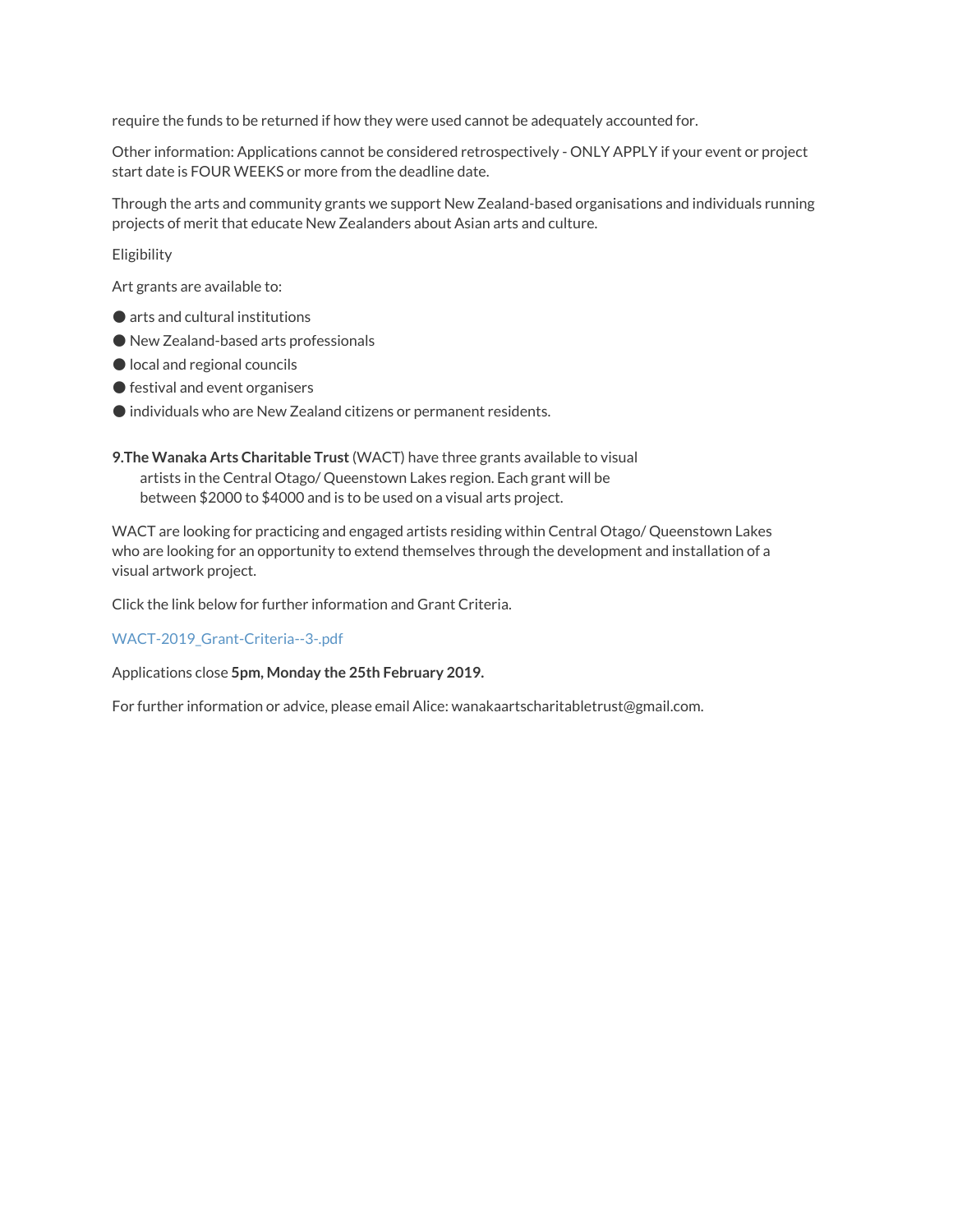require the funds to be returned if how they were used cannot be adequately accounted for.

Other information: Applications cannot be considered retrospectively - ONLY APPLY if your event or project start date is FOUR WEEKS or more from the deadline date.

Through the arts and community grants we support New Zealand-based organisations and individuals running projects of merit that educate New Zealanders about Asian arts and culture.

Eligibility

Art grants are available to:

- arts and cultural institutions
- New Zealand-based arts professionals
- local and regional councils
- festival and event organisers
- individuals who are New Zealand citizens or permanent residents.

**9.The Wanaka Arts Charitable Trust** (WACT) have three grants available to visual artists in the Central Otago/ Queenstown Lakes region. Each grant will be between $2000 to $4000 and is to be used on a visual arts project.

WACT are looking for practicing and engaged artists residing within Central Otago/ Queenstown Lakes who are looking for an opportunity to extend themselves through the development and installation of a visual artwork project.

Click the link below for further information and Grant Criteria.

WACT-2019_Grant-Criteria--3-.pdf

Applications close **5pm, Monday the 25th February 2019.**

For further information or advice, please email Alice: wanakaartscharitabletrust@gmail.com.